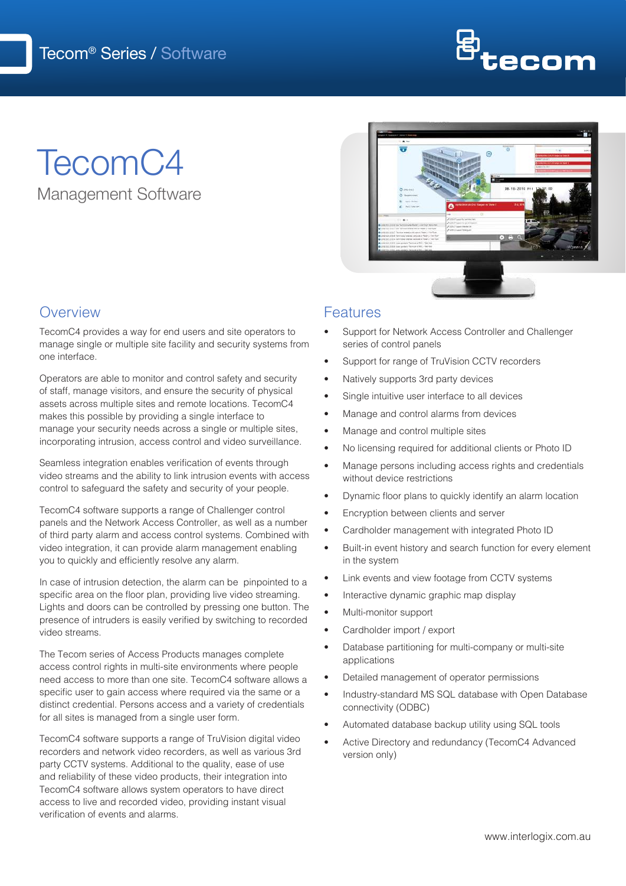Tecom® Series / Software

# TecomC4

Management Software

## Overview

TecomC4 provides a way for end users and site operators to manage single or multiple site facility and security systems from one interface.

Operators are able to monitor and control safety and security of staff, manage visitors, and ensure the security of physical assets across multiple sites and remote locations. TecomC4 makes this possible by providing a single interface to manage your security needs across a single or multiple sites, incorporating intrusion, access control and video surveillance.

Seamless integration enables verification of events through video streams and the ability to link intrusion events with access control to safeguard the safety and security of your people.

TecomC4 software supports a range of Challenger control panels and the Network Access Controller, as well as a number of third party alarm and access control systems. Combined with video integration, it can provide alarm management enabling you to quickly and efficiently resolve any alarm.

In case of intrusion detection, the alarm can be pinpointed to a specific area on the floor plan, providing live video streaming. Lights and doors can be controlled by pressing one button. The presence of intruders is easily verified by switching to recorded video streams.

The Tecom series of Access Products manages complete access control rights in multi-site environments where people need access to more than one site. TecomC4 software allows a specific user to gain access where required via the same or a distinct credential. Persons access and a variety of credentials for all sites is managed from a single user form.

TecomC4 software supports a range of TruVision digital video recorders and network video recorders, as well as various 3rd party CCTV systems. Additional to the quality, ease of use and reliability of these video products, their integration into TecomC4 software allows system operators to have direct access to live and recorded video, providing instant visual verification of events and alarms.

## Features

- Support for Network Access Controller and Challenger series of control panels
- Support for range of TruVision CCTV recorders
- Natively supports 3rd party devices
- Single intuitive user interface to all devices
- Manage and control alarms from devices
- Manage and control multiple sites
- No licensing required for additional clients or Photo ID
- Manage persons including access rights and credentials without device restrictions
- Dynamic floor plans to quickly identify an alarm location
- Encryption between clients and server
- Cardholder management with integrated Photo ID
- Built-in event history and search function for every element in the system
- Link events and view footage from CCTV systems
- Interactive dynamic graphic map display
- Multi-monitor support
- Cardholder import / export
- Database partitioning for multi-company or multi-site applications
- Detailed management of operator permissions
- Industry-standard MS SQL database with Open Database connectivity (ODBC)
- Automated database backup utility using SQL tools
- Active Directory and redundancy (TecomC4 Advanced version only)

www.interlogix.com.au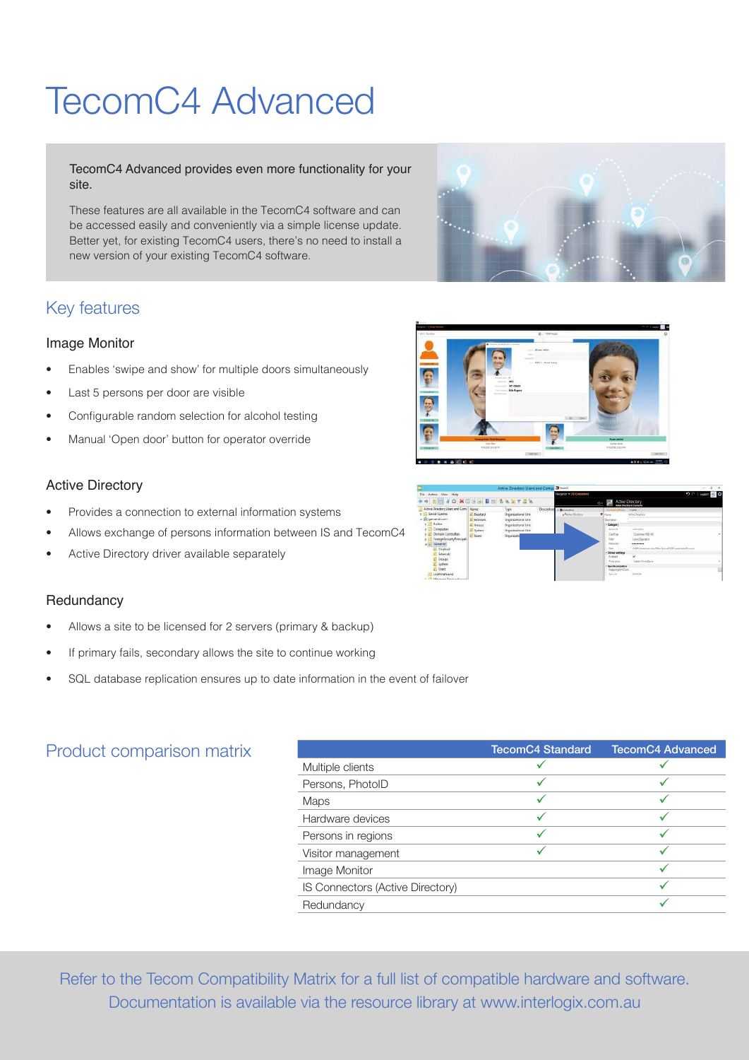# TecomC4 Advanced

TecomC4 Advanced provides even more functionality for your site.

These features are all available in the TecomC4 software and can be accessed easily and conveniently via a simple license update. Better yet, for existing TecomC4 users, there's no need to install a new version of your existing TecomC4 software.

## Key features

### Image Monitor

- Enables 'swipe and show' for multiple doors simultaneously
- Last 5 persons per door are visible
- Configurable random selection for alcohol testing
- Manual 'Open door' button for operator override

### Active Directory

- Provides a connection to external information systems
- Allows exchange of persons information between IS and TecomC4
- Active Directory driver available separately

### Redundancy

- Allows a site to be licensed for 2 servers (primary & backup)
- If primary fails, secondary allows the site to continue working
- SQL database replication ensures up to date information in the event of failover

## Product comparison matrix

| | TecomC4 Standard | TecomC4 Advanced |
|---|---|---|
| Multiple clients | ✓ | ✓ |
| Persons, PhotoID | ✓ | ✓ |
| Maps | ✓ | ✓ |
| Hardware devices | ✓ | ✓ |
| Persons in regions | ✓ | ✓ |
| Visitor management | ✓ | ✓ |
| Image Monitor | | ✓ |
| IS Connectors (Active Directory) | | ✓ |
| Redundancy | | ✓ |

Refer to the Tecom Compatibility Matrix for a full list of compatible hardware and software. Documentation is available via the resource library at www.interlogix.com.au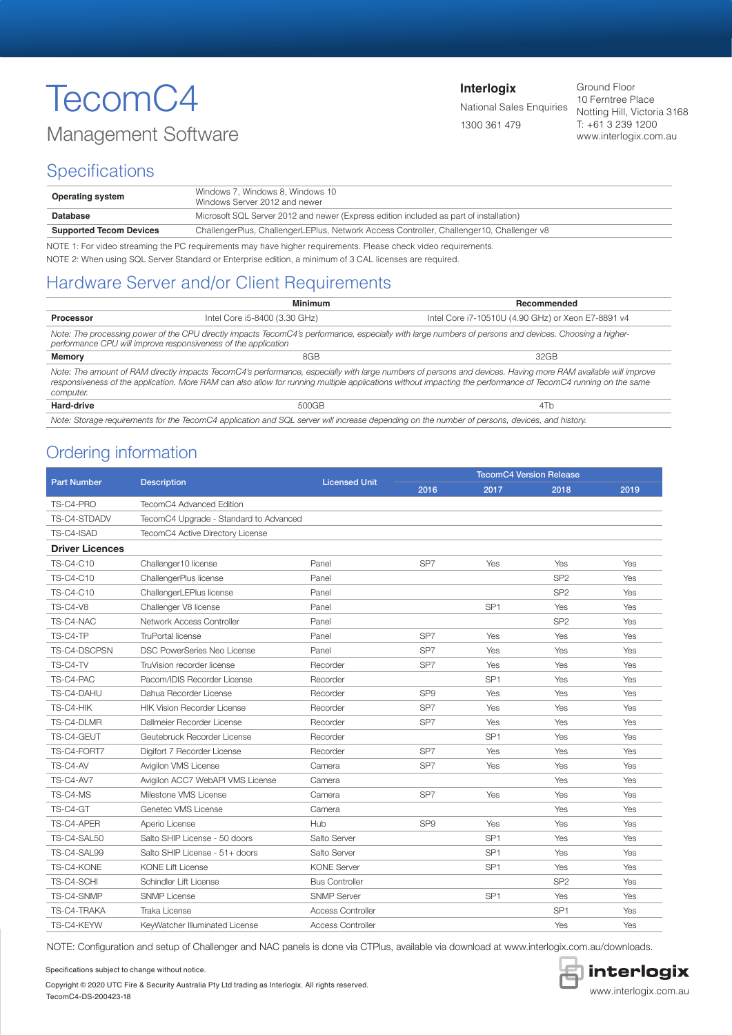# TecomC4

## Management Software

**Interlogix**

National Sales Enquiries

1300 361 479

Ground Floor
10 Ferntree Place
Notting Hill, Victoria 3168
T: +61 3 239 1200
www.interlogix.com.au

## Specifications

| | |
|---|---|
| **Operating system** | Windows 7, Windows 8, Windows 10<br>Windows Server 2012 and newer |
| **Database** | Microsoft SQL Server 2012 and newer (Express edition included as part of installation) |
| **Supported Tecom Devices** | ChallengerPlus, ChallengerLEPlus, Network Access Controller, Challenger10, Challenger v8 |

NOTE 1: For video streaming the PC requirements may have higher requirements. Please check video requirements.

NOTE 2: When using SQL Server Standard or Enterprise edition, a minimum of 3 CAL licenses are required.

## Hardware Server and/or Client Requirements

| | Minimum | Recommended |
|---|---|---|
| **Processor** | Intel Core i5-8400 (3.30 GHz) | Intel Core i7-10510U (4.90 GHz) or Xeon E7-8891 v4 |
| *Note: The processing power of the CPU directly impacts TecomC4's performance, especially with large numbers of persons and devices. Choosing a higher-performance CPU will improve responsiveness of the application* | | |
| **Memory** | 8GB | 32GB |
| *Note: The amount of RAM directly impacts TecomC4's performance, especially with large numbers of persons and devices. Having more RAM available will improve responsiveness of the application. More RAM can also allow for running multiple applications without impacting the performance of TecomC4 running on the same computer.* | | |
| **Hard-drive** | 500GB | 4Tb |
| *Note: Storage requirements for the TecomC4 application and SQL server will increase depending on the number of persons, devices, and history.* | | |

## Ordering information

| Part Number | Description | Licensed Unit | TecomC4 Version Release | | | |
|---|---|---|---|---|---|---|
| | | | 2016 | 2017 | 2018 | 2019 |
| TS-C4-PRO | TecomC4 Advanced Edition | | | | | |
| TS-C4-STDADV | TecomC4 Upgrade - Standard to Advanced | | | | | |
| TS-C4-ISAD | TecomC4 Active Directory License | | | | | |
| **Driver Licences** | | | | | | |
| TS-C4-C10 | Challenger10 license | Panel | SP7 | Yes | Yes | Yes |
| TS-C4-C10 | ChallengerPlus license | Panel | | | SP2 | Yes |
| TS-C4-C10 | ChallengerLEPlus license | Panel | | | SP2 | Yes |
| TS-C4-V8 | Challenger V8 license | Panel | | SP1 | Yes | Yes |
| TS-C4-NAC | Network Access Controller | Panel | | | SP2 | Yes |
| TS-C4-TP | TruPortal license | Panel | SP7 | Yes | Yes | Yes |
| TS-C4-DSCPSN | DSC PowerSeries Neo License | Panel | SP7 | Yes | Yes | Yes |
| TS-C4-TV | TruVision recorder license | Recorder | SP7 | Yes | Yes | Yes |
| TS-C4-PAC | Pacom/IDIS Recorder License | Recorder | | SP1 | Yes | Yes |
| TS-C4-DAHU | Dahua Recorder License | Recorder | SP9 | Yes | Yes | Yes |
| TS-C4-HIK | HIK Vision Recorder License | Recorder | SP7 | Yes | Yes | Yes |
| TS-C4-DLMR | Dallmeier Recorder License | Recorder | SP7 | Yes | Yes | Yes |
| TS-C4-GEUT | Geutebruck Recorder License | Recorder | | SP1 | Yes | Yes |
| TS-C4-FORT7 | Digifort 7 Recorder License | Recorder | SP7 | Yes | Yes | Yes |
| TS-C4-AV | Avigilon VMS License | Camera | SP7 | Yes | Yes | Yes |
| TS-C4-AV7 | Avigilon ACC7 WebAPI VMS License | Camera | | | Yes | Yes |
| TS-C4-MS | Milestone VMS License | Camera | SP7 | Yes | Yes | Yes |
| TS-C4-GT | Genetec VMS License | Camera | | | Yes | Yes |
| TS-C4-APER | Aperio License | Hub | SP9 | Yes | Yes | Yes |
| TS-C4-SAL50 | Salto SHIP License - 50 doors | Salto Server | | SP1 | Yes | Yes |
| TS-C4-SAL99 | Salto SHIP License - 51+ doors | Salto Server | | SP1 | Yes | Yes |
| TS-C4-KONE | KONE Lift License | KONE Server | | SP1 | Yes | Yes |
| TS-C4-SCHI | Schindler Lift License | Bus Controller | | | SP2 | Yes |
| TS-C4-SNMP | SNMP License | SNMP Server | | SP1 | Yes | Yes |
| TS-C4-TRAKA | Traka License | Access Controller | | | SP1 | Yes |
| TS-C4-KEYW | KeyWatcher Illuminated License | Access Controller | | | Yes | Yes |

NOTE: Configuration and setup of Challenger and NAC panels is done via CTPlus, available via download at www.interlogix.com.au/downloads.

Specifications subject to change without notice.

Copyright © 2020 UTC Fire & Security Australia Pty Ltd trading as Interlogix. All rights reserved.

TecomC4-DS-200423-18

interlogix

www.interlogix.com.au